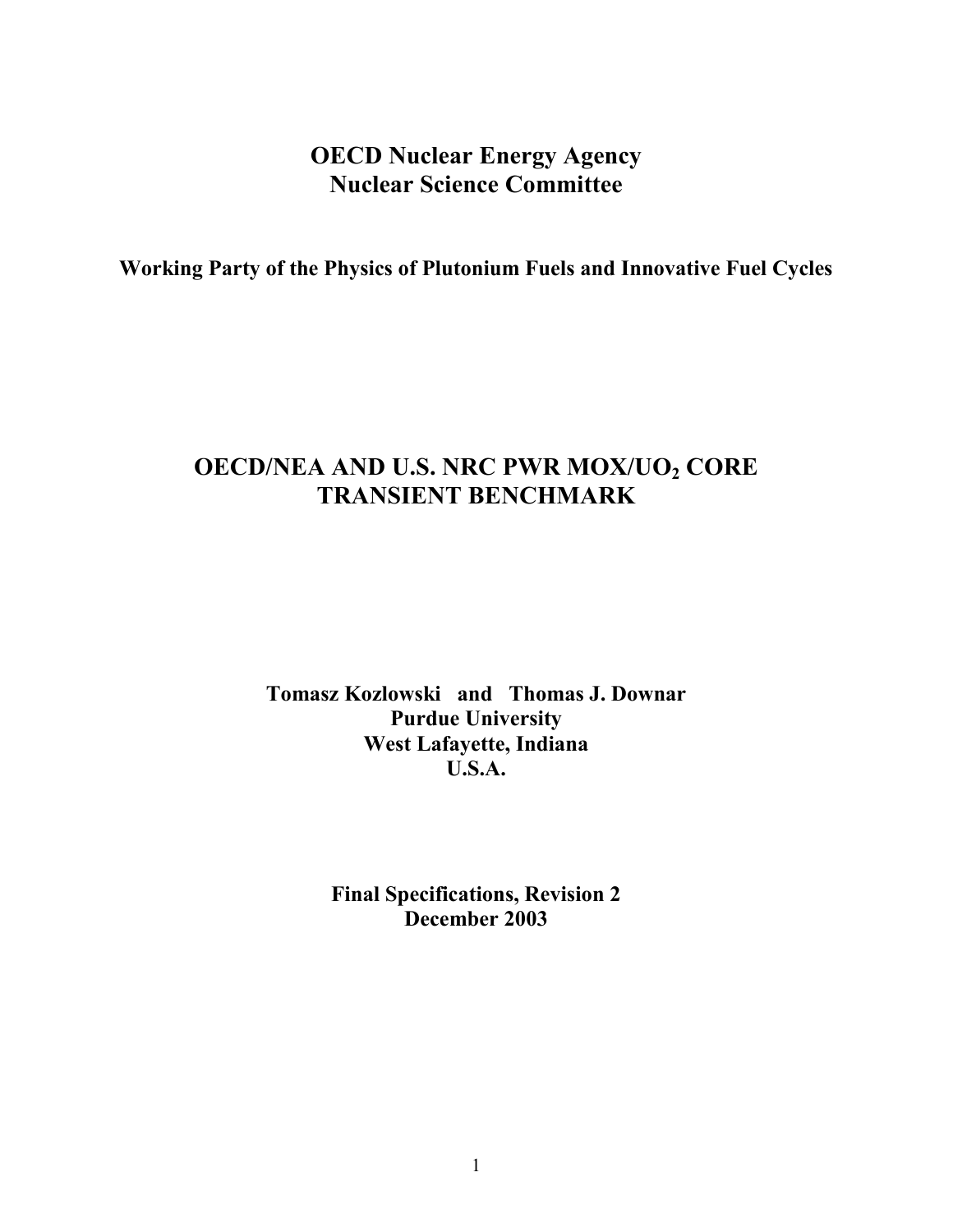# OECD Nuclear Energy Agency
# Nuclear Science Committee

**Working Party of the Physics of Plutonium Fuels and Innovative Fuel Cycles**

# OECD/NEA AND U.S. NRC PWR MOX/$UO_2$ CORE TRANSIENT BENCHMARK

**Tomasz Kozlowski and Thomas J. Downar**
**Purdue University**
**West Lafayette, Indiana**
**U.S.A.**

**Final Specifications, Revision 2**
**December 2003**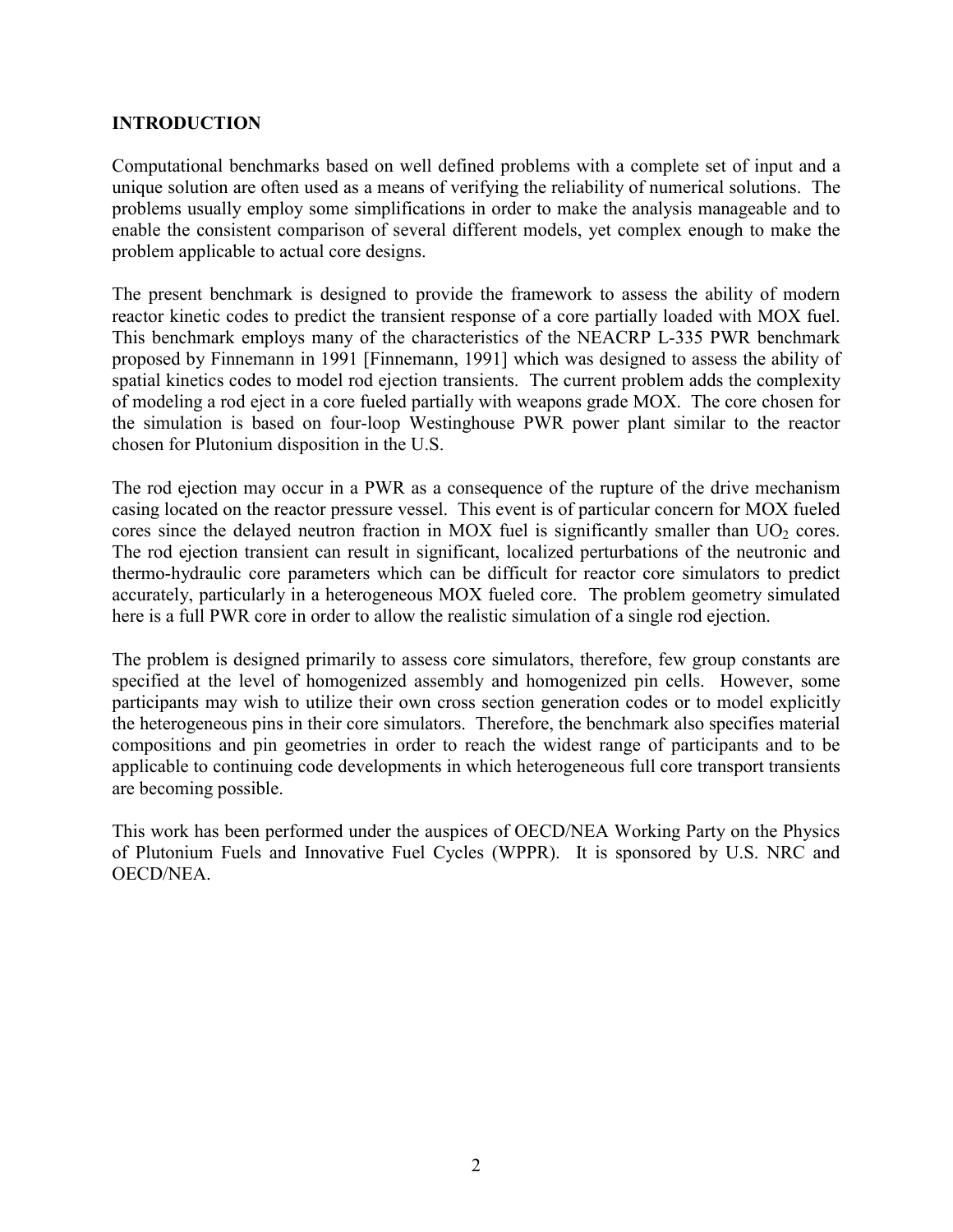## INTRODUCTION

Computational benchmarks based on well defined problems with a complete set of input and a unique solution are often used as a means of verifying the reliability of numerical solutions. The problems usually employ some simplifications in order to make the analysis manageable and to enable the consistent comparison of several different models, yet complex enough to make the problem applicable to actual core designs.

The present benchmark is designed to provide the framework to assess the ability of modern reactor kinetic codes to predict the transient response of a core partially loaded with MOX fuel. This benchmark employs many of the characteristics of the NEACRP L-335 PWR benchmark proposed by Finnemann in 1991 [Finnemann, 1991] which was designed to assess the ability of spatial kinetics codes to model rod ejection transients. The current problem adds the complexity of modeling a rod eject in a core fueled partially with weapons grade MOX. The core chosen for the simulation is based on four-loop Westinghouse PWR power plant similar to the reactor chosen for Plutonium disposition in the U.S.

The rod ejection may occur in a PWR as a consequence of the rupture of the drive mechanism casing located on the reactor pressure vessel. This event is of particular concern for MOX fueled cores since the delayed neutron fraction in MOX fuel is significantly smaller than $UO_2$ cores. The rod ejection transient can result in significant, localized perturbations of the neutronic and thermo-hydraulic core parameters which can be difficult for reactor core simulators to predict accurately, particularly in a heterogeneous MOX fueled core. The problem geometry simulated here is a full PWR core in order to allow the realistic simulation of a single rod ejection.

The problem is designed primarily to assess core simulators, therefore, few group constants are specified at the level of homogenized assembly and homogenized pin cells. However, some participants may wish to utilize their own cross section generation codes or to model explicitly the heterogeneous pins in their core simulators. Therefore, the benchmark also specifies material compositions and pin geometries in order to reach the widest range of participants and to be applicable to continuing code developments in which heterogeneous full core transport transients are becoming possible.

This work has been performed under the auspices of OECD/NEA Working Party on the Physics of Plutonium Fuels and Innovative Fuel Cycles (WPPR). It is sponsored by U.S. NRC and OECD/NEA.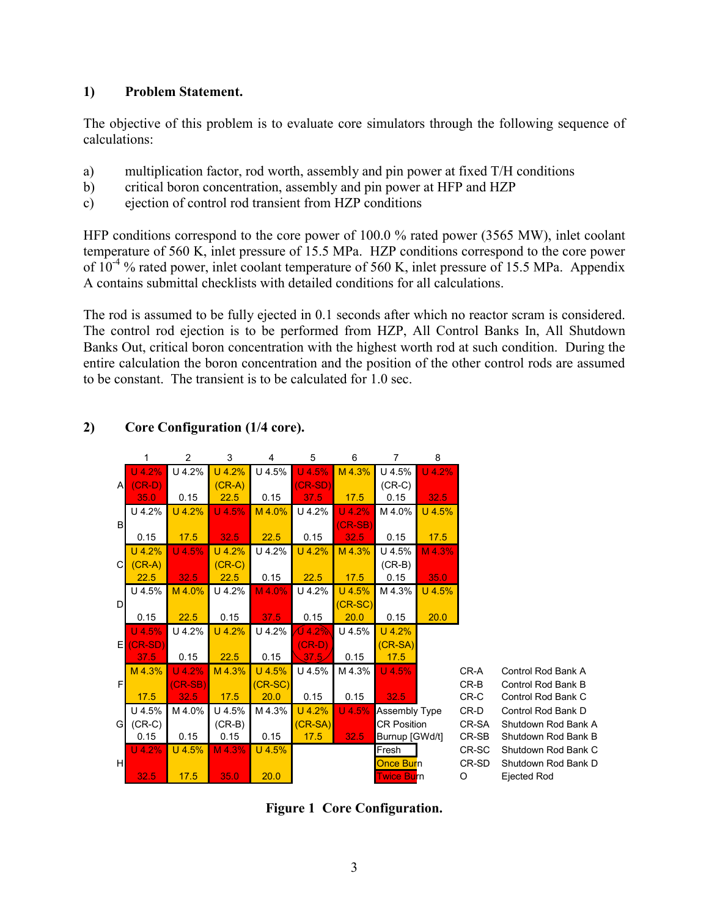### 1) Problem Statement.

The objective of this problem is to evaluate core simulators through the following sequence of calculations:

a) multiplication factor, rod worth, assembly and pin power at fixed T/H conditions

b) critical boron concentration, assembly and pin power at HFP and HZP

c) ejection of control rod transient from HZP conditions

HFP conditions correspond to the core power of 100.0 % rated power (3565 MW), inlet coolant temperature of 560 K, inlet pressure of 15.5 MPa. HZP conditions correspond to the core power of $10^{-4}$ % rated power, inlet coolant temperature of 560 K, inlet pressure of 15.5 MPa. Appendix A contains submittal checklists with detailed conditions for all calculations.

The rod is assumed to be fully ejected in 0.1 seconds after which no reactor scram is considered. The control rod ejection is to be performed from HZP, All Control Banks In, All Shutdown Banks Out, critical boron concentration with the highest worth rod at such condition. During the entire calculation the boron concentration and the position of the other control rods are assumed to be constant. The transient is to be calculated for 1.0 sec.

### 2) Core Configuration (1/4 core).

| | 1 | 2 | 3 | 4 | 5 | 6 | 7 | 8 |
|---|---|---|---|---|---|---|---|---|
| A | U 4.2% (CR-D) 35.0 | U 4.2% 0.15 | U 4.2% (CR-A) 22.5 | U 4.5% 0.15 | U 4.5% (CR-SD) 37.5 | M 4.3% 17.5 | U 4.5% (CR-C) 0.15 | U 4.2% 32.5 |
| B | U 4.2% 0.15 | U 4.2% 17.5 | U 4.5% 32.5 | M 4.0% 22.5 | U 4.2% 0.15 | U 4.2% (CR-SB) 32.5 | M 4.0% 0.15 | U 4.5% 17.5 |
| C | U 4.2% (CR-A) 22.5 | U 4.5% 32.5 | U 4.2% (CR-C) 22.5 | U 4.2% 0.15 | U 4.2% 22.5 | M 4.3% 17.5 | U 4.5% (CR-B) 0.15 | M 4.3% 35.0 |
| D | U 4.5% 0.15 | M 4.0% 22.5 | U 4.2% 0.15 | M 4.0% 37.5 | U 4.2% 0.15 | U 4.5% (CR-SC) 20.0 | M 4.3% 0.15 | U 4.5% 20.0 |
| E | U 4.5% (CR-SD) 37.5 | U 4.2% 0.15 | U 4.2% 22.5 | U 4.2% 0.15 | U 4.2% (CR-D) 37.5 (O) | U 4.5% 0.15 | U 4.2% (CR-SA) 17.5 | |
| F | M 4.3% 17.5 | U 4.2% (CR-SB) 32.5 | M 4.3% 17.5 | U 4.5% (CR-SC) 20.0 | U 4.5% 0.15 | M 4.3% 0.15 | U 4.5% 32.5 | |
| G | U 4.5% (CR-C) 0.15 | M 4.0% 0.15 | U 4.5% (CR-B) 0.15 | M 4.3% 0.15 | U 4.2% (CR-SA) 17.5 | U 4.5% 32.5 | | |
| H | U 4.2% 32.5 | U 4.5% 17.5 | M 4.3% 35.0 | U 4.5% 20.0 | | | | |

Legend (cell contents): Assembly Type / CR Position / Burnup [GWd/t]

Colors: Fresh (white), Once Burn (yellow), Twice Burn (red)

| Symbol | Description |
|---|---|
| CR-A | Control Rod Bank A |
| CR-B | Control Rod Bank B |
| CR-C | Control Rod Bank C |
| CR-D | Control Rod Bank D |
| CR-SA | Shutdown Rod Bank A |
| CR-SB | Shutdown Rod Bank B |
| CR-SC | Shutdown Rod Bank C |
| CR-SD | Shutdown Rod Bank D |
| O | Ejected Rod |

**Figure 1 Core Configuration.**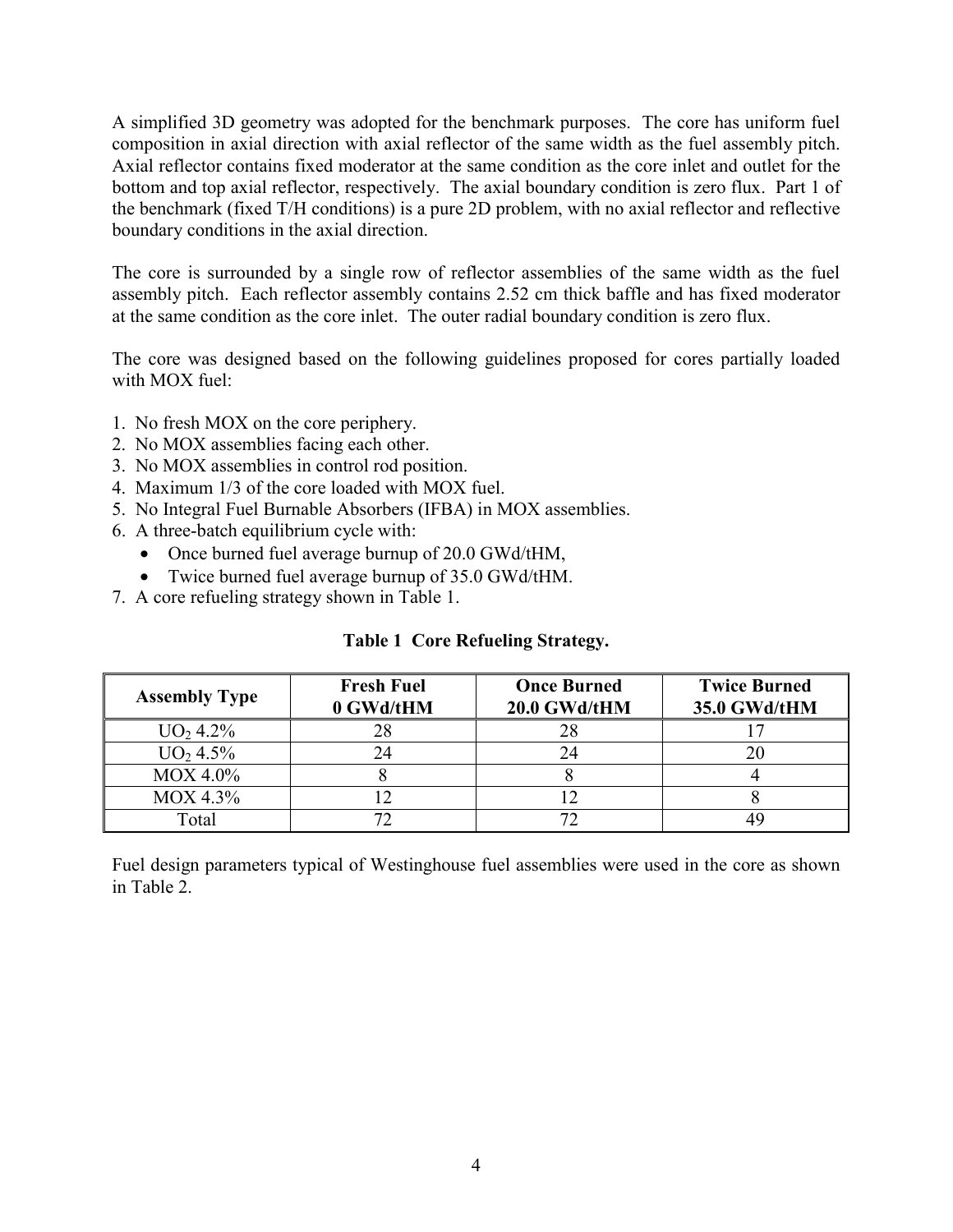A simplified 3D geometry was adopted for the benchmark purposes. The core has uniform fuel composition in axial direction with axial reflector of the same width as the fuel assembly pitch. Axial reflector contains fixed moderator at the same condition as the core inlet and outlet for the bottom and top axial reflector, respectively. The axial boundary condition is zero flux. Part 1 of the benchmark (fixed T/H conditions) is a pure 2D problem, with no axial reflector and reflective boundary conditions in the axial direction.

The core is surrounded by a single row of reflector assemblies of the same width as the fuel assembly pitch. Each reflector assembly contains 2.52 cm thick baffle and has fixed moderator at the same condition as the core inlet. The outer radial boundary condition is zero flux.

The core was designed based on the following guidelines proposed for cores partially loaded with MOX fuel:

1. No fresh MOX on the core periphery.
2. No MOX assemblies facing each other.
3. No MOX assemblies in control rod position.
4. Maximum 1/3 of the core loaded with MOX fuel.
5. No Integral Fuel Burnable Absorbers (IFBA) in MOX assemblies.
6. A three-batch equilibrium cycle with:
   - Once burned fuel average burnup of 20.0 GWd/tHM,
   - Twice burned fuel average burnup of 35.0 GWd/tHM.
7. A core refueling strategy shown in Table 1.

**Table 1 Core Refueling Strategy.**

| Assembly Type | Fresh Fuel 0 GWd/tHM | Once Burned 20.0 GWd/tHM | Twice Burned 35.0 GWd/tHM |
|---|---|---|---|
| $UO_2$ 4.2% | 28 | 28 | 17 |
| $UO_2$ 4.5% | 24 | 24 | 20 |
| MOX 4.0% | 8 | 8 | 4 |
| MOX 4.3% | 12 | 12 | 8 |
| Total | 72 | 72 | 49 |

Fuel design parameters typical of Westinghouse fuel assemblies were used in the core as shown in Table 2.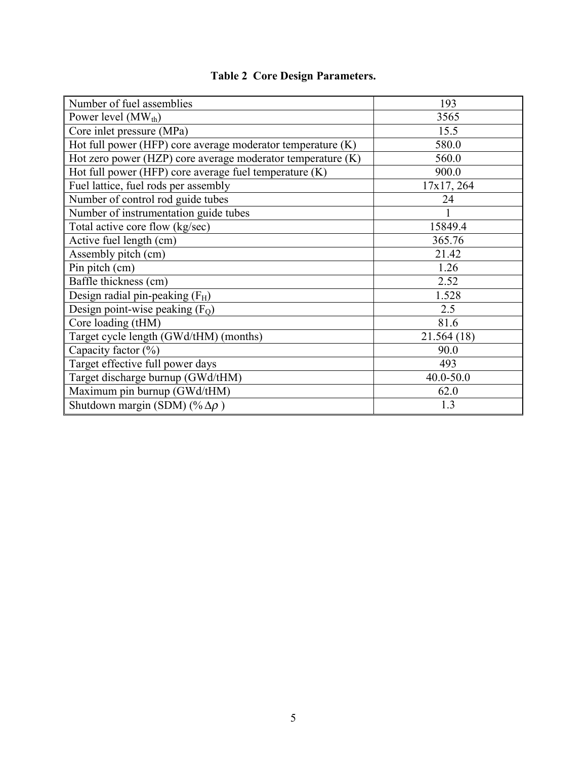**Table 2 Core Design Parameters.**

| | |
|---|---|
| Number of fuel assemblies | 193 |
| Power level ($MW_{th}$) | 3565 |
| Core inlet pressure (MPa) | 15.5 |
| Hot full power (HFP) core average moderator temperature (K) | 580.0 |
| Hot zero power (HZP) core average moderator temperature (K) | 560.0 |
| Hot full power (HFP) core average fuel temperature (K) | 900.0 |
| Fuel lattice, fuel rods per assembly | 17x17, 264 |
| Number of control rod guide tubes | 24 |
| Number of instrumentation guide tubes | 1 |
| Total active core flow (kg/sec) | 15849.4 |
| Active fuel length (cm) | 365.76 |
| Assembly pitch (cm) | 21.42 |
| Pin pitch (cm) | 1.26 |
| Baffle thickness (cm) | 2.52 |
| Design radial pin-peaking ($F_H$) | 1.528 |
| Design point-wise peaking ($F_Q$) | 2.5 |
| Core loading (tHM) | 81.6 |
| Target cycle length (GWd/tHM) (months) | 21.564 (18) |
| Capacity factor (%) | 90.0 |
| Target effective full power days | 493 |
| Target discharge burnup (GWd/tHM) | 40.0-50.0 |
| Maximum pin burnup (GWd/tHM) | 62.0 |
| Shutdown margin (SDM) ($\% \Delta\rho$ ) | 1.3 |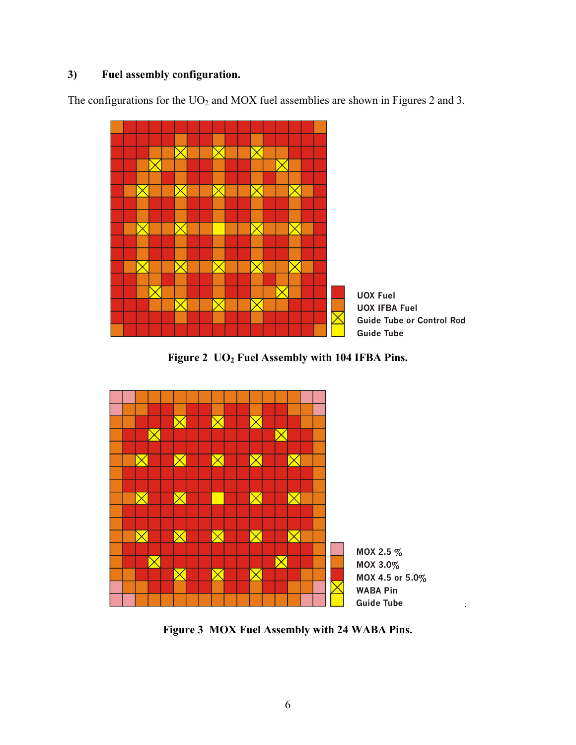### 3) Fuel assembly configuration.

The configurations for the $UO_2$ and MOX fuel assemblies are shown in Figures 2 and 3.

UOX Fuel
UOX IFBA Fuel
Guide Tube or Control Rod
Guide Tube

**Figure 2 $UO_2$ Fuel Assembly with 104 IFBA Pins.**

MOX 2.5 %
MOX 3.0%
MOX 4.5 or 5.0%
WABA Pin
Guide Tube

**Figure 3 MOX Fuel Assembly with 24 WABA Pins.**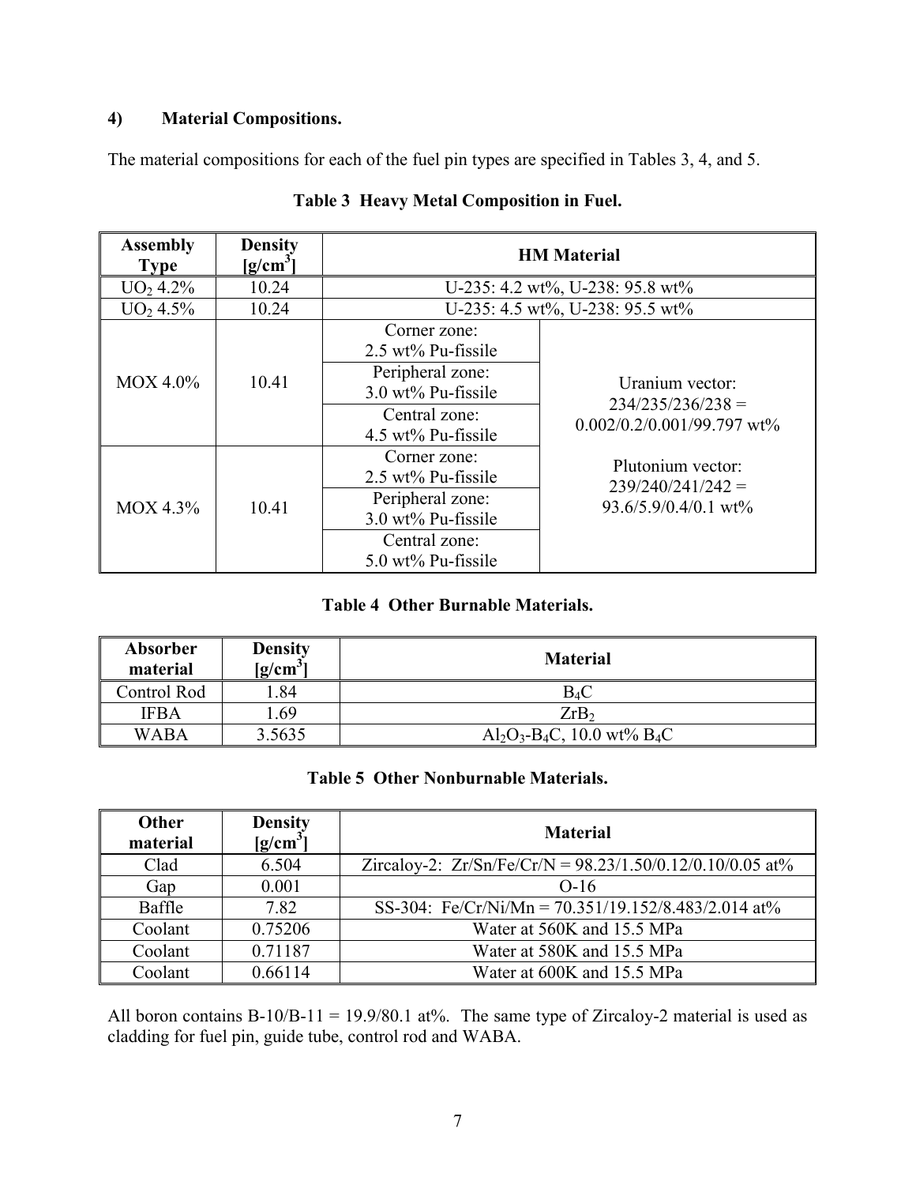## 4) Material Compositions.

The material compositions for each of the fuel pin types are specified in Tables 3, 4, and 5.

**Table 3 Heavy Metal Composition in Fuel.**

| Assembly Type | Density [g/cm$^3$] | HM Material | |
|---|---|---|---|
| $UO_2$ 4.2% | 10.24 | U-235: 4.2 wt%, U-238: 95.8 wt% | |
| $UO_2$ 4.5% | 10.24 | U-235: 4.5 wt%, U-238: 95.5 wt% | |
| MOX 4.0% | 10.41 | Corner zone: 2.5 wt% Pu-fissile | Uranium vector: 234/235/236/238 = 0.002/0.2/0.001/99.797 wt%<br><br>Plutonium vector: 239/240/241/242 = 93.6/5.9/0.4/0.1 wt% |
| | | Peripheral zone: 3.0 wt% Pu-fissile | |
| | | Central zone: 4.5 wt% Pu-fissile | |
| MOX 4.3% | 10.41 | Corner zone: 2.5 wt% Pu-fissile | |
| | | Peripheral zone: 3.0 wt% Pu-fissile | |
| | | Central zone: 5.0 wt% Pu-fissile | |

**Table 4 Other Burnable Materials.**

| Absorber material | Density [g/cm$^3$] | Material |
|---|---|---|
| Control Rod | 1.84 | $B_4C$ |
| IFBA | 1.69 | $ZrB_2$ |
| WABA | 3.5635 | $Al_2O_3$-$B_4C$, 10.0 wt% $B_4C$ |

**Table 5 Other Nonburnable Materials.**

| Other material | Density [g/cm$^3$] | Material |
|---|---|---|
| Clad | 6.504 | Zircaloy-2: Zr/Sn/Fe/Cr/N = 98.23/1.50/0.12/0.10/0.05 at% |
| Gap | 0.001 | O-16 |
| Baffle | 7.82 | SS-304: Fe/Cr/Ni/Mn = 70.351/19.152/8.483/2.014 at% |
| Coolant | 0.75206 | Water at 560K and 15.5 MPa |
| Coolant | 0.71187 | Water at 580K and 15.5 MPa |
| Coolant | 0.66114 | Water at 600K and 15.5 MPa |

All boron contains B-10/B-11 = 19.9/80.1 at%. The same type of Zircaloy-2 material is used as cladding for fuel pin, guide tube, control rod and WABA.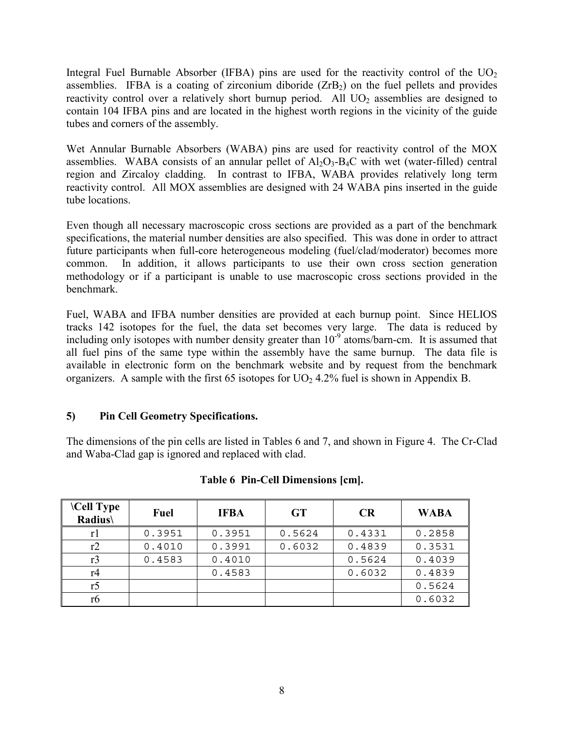Integral Fuel Burnable Absorber (IFBA) pins are used for the reactivity control of the $UO_2$ assemblies. IFBA is a coating of zirconium diboride ($ZrB_2$) on the fuel pellets and provides reactivity control over a relatively short burnup period. All $UO_2$ assemblies are designed to contain 104 IFBA pins and are located in the highest worth regions in the vicinity of the guide tubes and corners of the assembly.

Wet Annular Burnable Absorbers (WABA) pins are used for reactivity control of the MOX assemblies. WABA consists of an annular pellet of $Al_2O_3$-$B_4C$ with wet (water-filled) central region and Zircaloy cladding. In contrast to IFBA, WABA provides relatively long term reactivity control. All MOX assemblies are designed with 24 WABA pins inserted in the guide tube locations.

Even though all necessary macroscopic cross sections are provided as a part of the benchmark specifications, the material number densities are also specified. This was done in order to attract future participants when full-core heterogeneous modeling (fuel/clad/moderator) becomes more common. In addition, it allows participants to use their own cross section generation methodology or if a participant is unable to use macroscopic cross sections provided in the benchmark.

Fuel, WABA and IFBA number densities are provided at each burnup point. Since HELIOS tracks 142 isotopes for the fuel, the data set becomes very large. The data is reduced by including only isotopes with number density greater than $10^{-9}$ atoms/barn-cm. It is assumed that all fuel pins of the same type within the assembly have the same burnup. The data file is available in electronic form on the benchmark website and by request from the benchmark organizers. A sample with the first 65 isotopes for $UO_2$ 4.2% fuel is shown in Appendix B.

## 5) Pin Cell Geometry Specifications.

The dimensions of the pin cells are listed in Tables 6 and 7, and shown in Figure 4. The Cr-Clad and Waba-Clad gap is ignored and replaced with clad.

**Table 6 Pin-Cell Dimensions [cm].**

| \Cell Type Radius\ | Fuel | IFBA | GT | CR | WABA |
|---|---|---|---|---|---|
| r1 | 0.3951 | 0.3951 | 0.5624 | 0.4331 | 0.2858 |
| r2 | 0.4010 | 0.3991 | 0.6032 | 0.4839 | 0.3531 |
| r3 | 0.4583 | 0.4010 | | 0.5624 | 0.4039 |
| r4 | | 0.4583 | | 0.6032 | 0.4839 |
| r5 | | | | | 0.5624 |
| r6 | | | | | 0.6032 |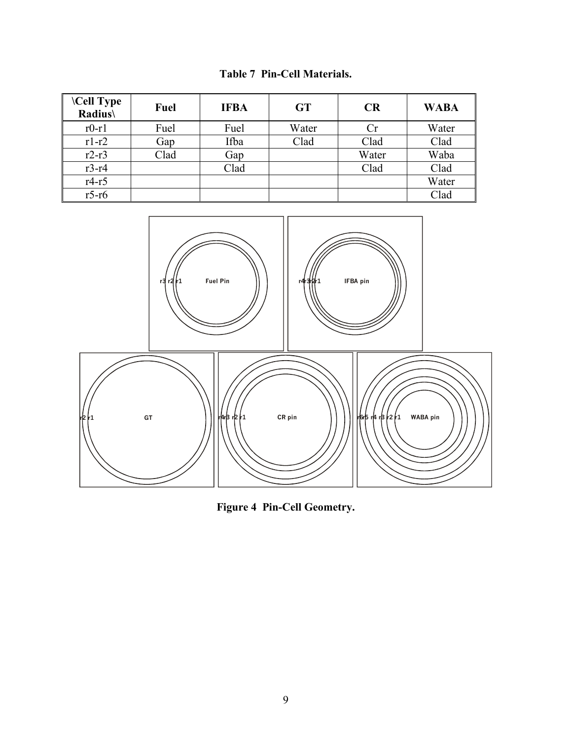**Table 7 Pin-Cell Materials.**

| \Cell Type Radius\ | Fuel | IFBA | GT | CR | WABA |
|---|---|---|---|---|---|
| r0-r1 | Fuel | Fuel | Water | Cr | Water |
| r1-r2 | Gap | Ifba | Clad | Clad | Clad |
| r2-r3 | Clad | Gap | | Water | Waba |
| r3-r4 | | Clad | | Clad | Clad |
| r4-r5 | | | | | Water |
| r5-r6 | | | | | Clad |

**Figure 4 Pin-Cell Geometry.**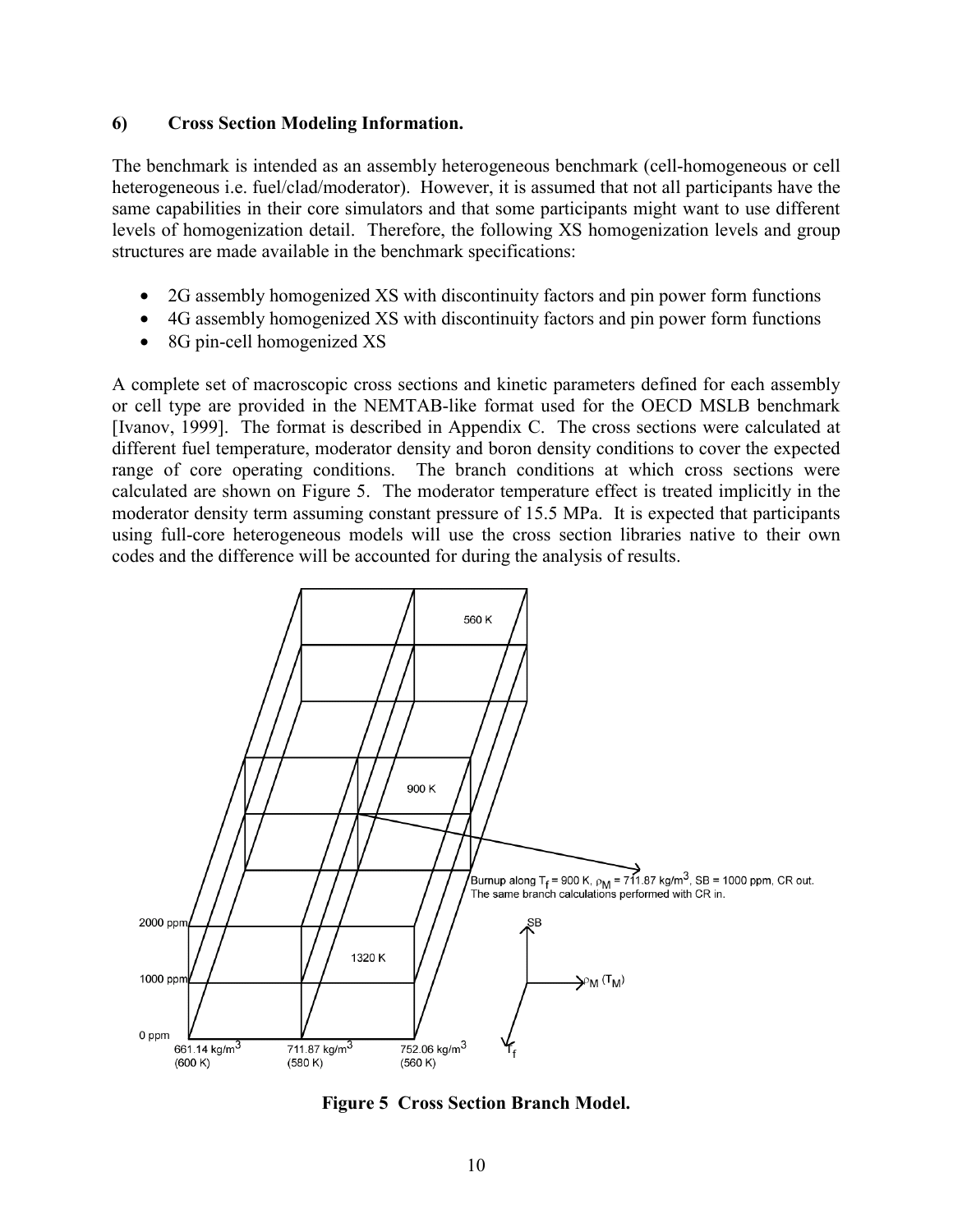### 6) Cross Section Modeling Information.

The benchmark is intended as an assembly heterogeneous benchmark (cell-homogeneous or cell heterogeneous i.e. fuel/clad/moderator). However, it is assumed that not all participants have the same capabilities in their core simulators and that some participants might want to use different levels of homogenization detail. Therefore, the following XS homogenization levels and group structures are made available in the benchmark specifications:

- 2G assembly homogenized XS with discontinuity factors and pin power form functions
- 4G assembly homogenized XS with discontinuity factors and pin power form functions
- 8G pin-cell homogenized XS

A complete set of macroscopic cross sections and kinetic parameters defined for each assembly or cell type are provided in the NEMTAB-like format used for the OECD MSLB benchmark [Ivanov, 1999]. The format is described in Appendix C. The cross sections were calculated at different fuel temperature, moderator density and boron density conditions to cover the expected range of core operating conditions. The branch conditions at which cross sections were calculated are shown on Figure 5. The moderator temperature effect is treated implicitly in the moderator density term assuming constant pressure of 15.5 MPa. It is expected that participants using full-core heterogeneous models will use the cross section libraries native to their own codes and the difference will be accounted for during the analysis of results.

560 K

900 K

Burnup along $T_f$ = 900 K, $\rho_M$ = 711.87 kg/m$^3$, SB = 1000 ppm, CR out.
The same branch calculations performed with CR in.

2000 ppm

1000 ppm

0 ppm

1320 K

661.14 kg/m$^3$ (600 K) | 711.87 kg/m$^3$ (580 K) | 752.06 kg/m$^3$ (560 K)

SB, $\rho_M$ ($T_M$), $T_f$

**Figure 5 Cross Section Branch Model.**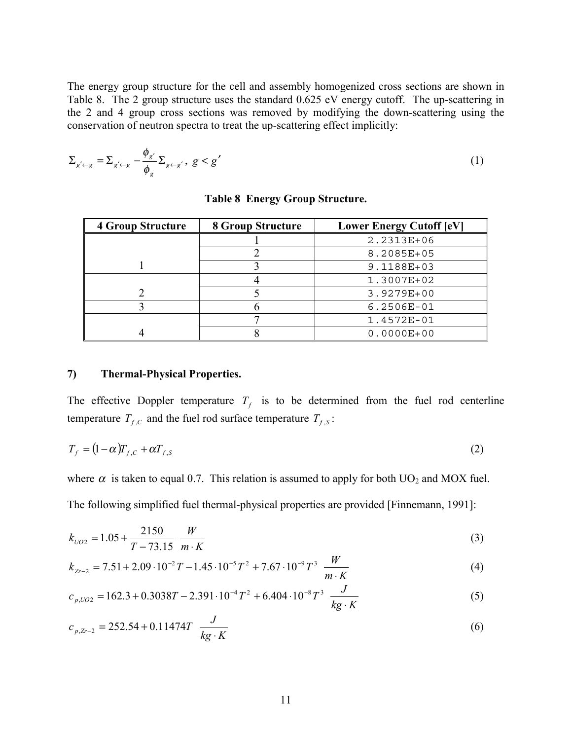The energy group structure for the cell and assembly homogenized cross sections are shown in Table 8. The 2 group structure uses the standard 0.625 eV energy cutoff. The up-scattering in the 2 and 4 group cross sections was removed by modifying the down-scattering using the conservation of neutron spectra to treat the up-scattering effect implicitly:

$$\Sigma_{g' \leftarrow g} = \Sigma_{g' \leftarrow g} - \frac{\phi_{g'}}{\phi_g} \Sigma_{g \leftarrow g'}, \; g < g' \tag{1}$$

**Table 8 Energy Group Structure.**

| 4 Group Structure | 8 Group Structure | Lower Energy Cutoff [eV] |
|---|---|---|
| | 1 | 2.2313E+06 |
| | 2 | 8.2085E+05 |
| 1 | 3 | 9.1188E+03 |
| | 4 | 1.3007E+02 |
| 2 | 5 | 3.9279E+00 |
| 3 | 6 | 6.2506E-01 |
| | 7 | 1.4572E-01 |
| 4 | 8 | 0.0000E+00 |

### 7) Thermal-Physical Properties.

The effective Doppler temperature $T_f$ is to be determined from the fuel rod centerline temperature $T_{f,C}$ and the fuel rod surface temperature $T_{f,S}$:

$$T_f = (1 - \alpha) T_{f,C} + \alpha T_{f,S} \tag{2}$$

where $\alpha$ is taken to equal 0.7. This relation is assumed to apply for both $UO_2$ and MOX fuel.

The following simplified fuel thermal-physical properties are provided [Finnemann, 1991]:

$$k_{UO2} = 1.05 + \frac{2150}{T - 73.15} \; \frac{W}{m \cdot K} \tag{3}$$

$$k_{Zr-2} = 7.51 + 2.09 \cdot 10^{-2} T - 1.45 \cdot 10^{-5} T^2 + 7.67 \cdot 10^{-9} T^3 \; \frac{W}{m \cdot K} \tag{4}$$

$$c_{p,UO2} = 162.3 + 0.3038 T - 2.391 \cdot 10^{-4} T^2 + 6.404 \cdot 10^{-8} T^3 \; \frac{J}{kg \cdot K} \tag{5}$$

$$c_{p,Zr-2} = 252.54 + 0.11474 T \; \frac{J}{kg \cdot K} \tag{6}$$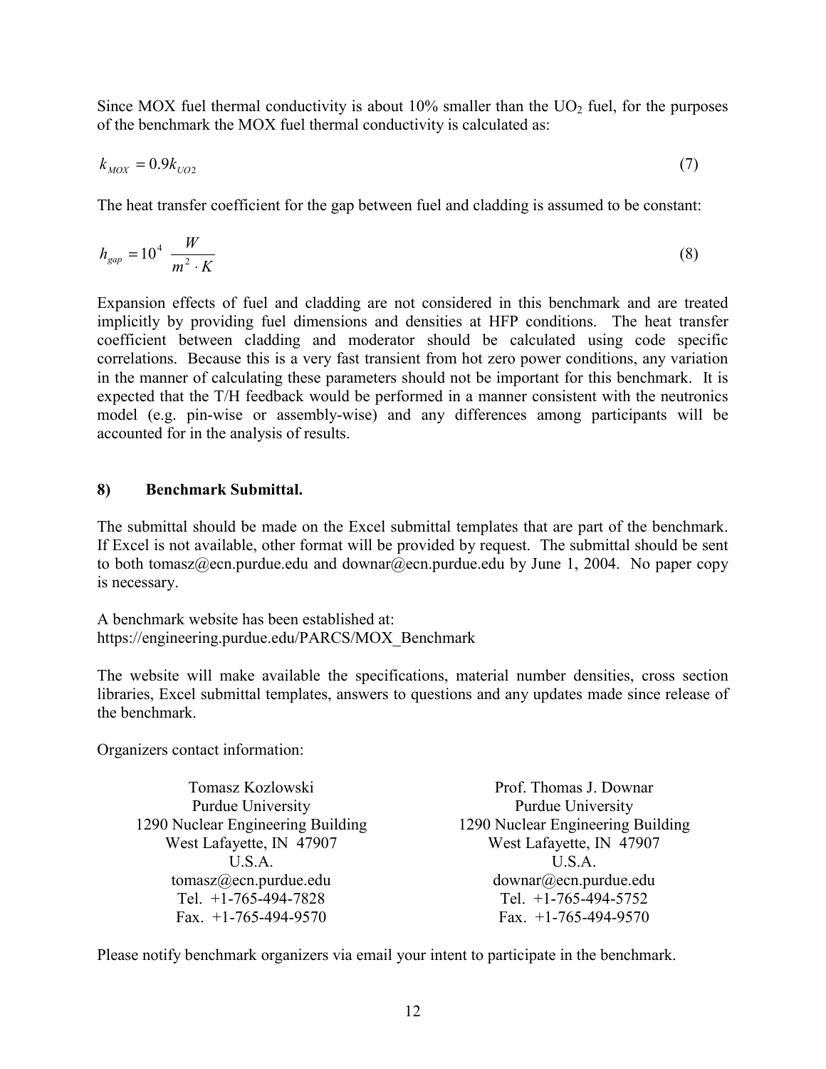Since MOX fuel thermal conductivity is about 10% smaller than the $UO_2$ fuel, for the purposes of the benchmark the MOX fuel thermal conductivity is calculated as:

$$k_{MOX} = 0.9 k_{UO2} \tag{7}$$

The heat transfer coefficient for the gap between fuel and cladding is assumed to be constant:

$$h_{gap} = 10^4 \ \frac{W}{m^2 \cdot K} \tag{8}$$

Expansion effects of fuel and cladding are not considered in this benchmark and are treated implicitly by providing fuel dimensions and densities at HFP conditions. The heat transfer coefficient between cladding and moderator should be calculated using code specific correlations. Because this is a very fast transient from hot zero power conditions, any variation in the manner of calculating these parameters should not be important for this benchmark. It is expected that the T/H feedback would be performed in a manner consistent with the neutronics model (e.g. pin-wise or assembly-wise) and any differences among participants will be accounted for in the analysis of results.

## 8) Benchmark Submittal.

The submittal should be made on the Excel submittal templates that are part of the benchmark. If Excel is not available, other format will be provided by request. The submittal should be sent to both tomasz@ecn.purdue.edu and downar@ecn.purdue.edu by June 1, 2004. No paper copy is necessary.

A benchmark website has been established at:
https://engineering.purdue.edu/PARCS/MOX_Benchmark

The website will make available the specifications, material number densities, cross section libraries, Excel submittal templates, answers to questions and any updates made since release of the benchmark.

Organizers contact information:

Tomasz Kozlowski
Purdue University
1290 Nuclear Engineering Building
West Lafayette, IN 47907
U.S.A.
tomasz@ecn.purdue.edu
Tel. +1-765-494-7828
Fax. +1-765-494-9570

Prof. Thomas J. Downar
Purdue University
1290 Nuclear Engineering Building
West Lafayette, IN 47907
U.S.A.
downar@ecn.purdue.edu
Tel. +1-765-494-5752
Fax. +1-765-494-9570

Please notify benchmark organizers via email your intent to participate in the benchmark.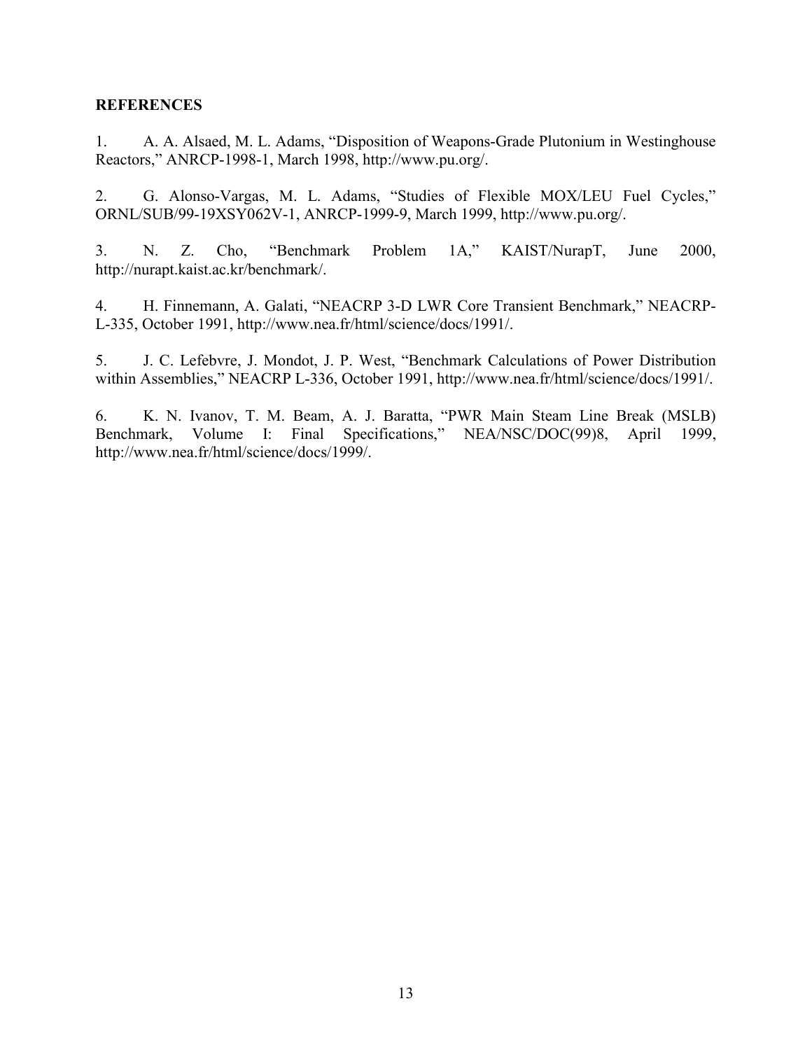**REFERENCES**

1. A. A. Alsaed, M. L. Adams, "Disposition of Weapons-Grade Plutonium in Westinghouse Reactors," ANRCP-1998-1, March 1998, http://www.pu.org/.

2. G. Alonso-Vargas, M. L. Adams, "Studies of Flexible MOX/LEU Fuel Cycles," ORNL/SUB/99-19XSY062V-1, ANRCP-1999-9, March 1999, http://www.pu.org/.

3. N. Z. Cho, "Benchmark Problem 1A," KAIST/NurapT, June 2000, http://nurapt.kaist.ac.kr/benchmark/.

4. H. Finnemann, A. Galati, "NEACRP 3-D LWR Core Transient Benchmark," NEACRP-L-335, October 1991, http://www.nea.fr/html/science/docs/1991/.

5. J. C. Lefebvre, J. Mondot, J. P. West, "Benchmark Calculations of Power Distribution within Assemblies," NEACRP L-336, October 1991, http://www.nea.fr/html/science/docs/1991/.

6. K. N. Ivanov, T. M. Beam, A. J. Baratta, "PWR Main Steam Line Break (MSLB) Benchmark, Volume I: Final Specifications," NEA/NSC/DOC(99)8, April 1999, http://www.nea.fr/html/science/docs/1999/.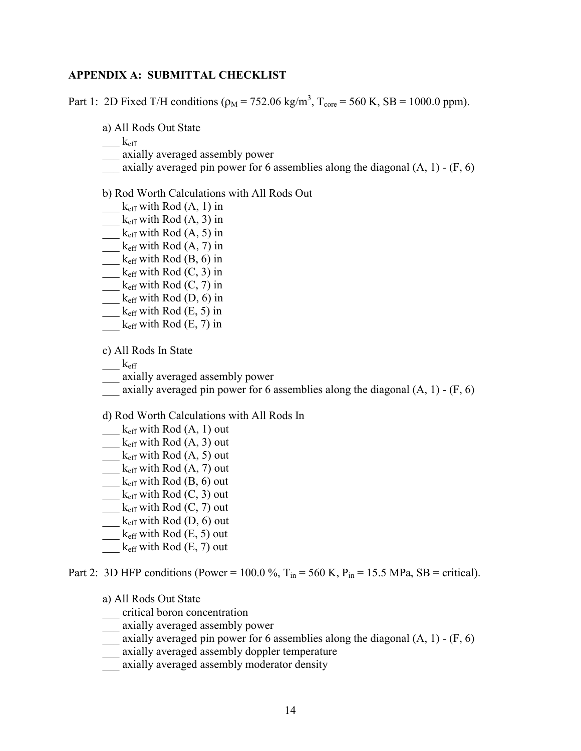## APPENDIX A: SUBMITTAL CHECKLIST

Part 1: 2D Fixed T/H conditions ($\rho_M$ = 752.06 kg/m$^3$, $T_{core}$ = 560 K, SB = 1000.0 ppm).

a) All Rods Out State

___ $k_{eff}$
___ axially averaged assembly power
___ axially averaged pin power for 6 assemblies along the diagonal (A, 1) - (F, 6)

b) Rod Worth Calculations with All Rods Out

___ $k_{eff}$ with Rod (A, 1) in
___ $k_{eff}$ with Rod (A, 3) in
___ $k_{eff}$ with Rod (A, 5) in
___ $k_{eff}$ with Rod (A, 7) in
___ $k_{eff}$ with Rod (B, 6) in
___ $k_{eff}$ with Rod (C, 3) in
___ $k_{eff}$ with Rod (C, 7) in
___ $k_{eff}$ with Rod (D, 6) in
___ $k_{eff}$ with Rod (E, 5) in
___ $k_{eff}$ with Rod (E, 7) in

c) All Rods In State

___ $k_{eff}$
___ axially averaged assembly power
___ axially averaged pin power for 6 assemblies along the diagonal (A, 1) - (F, 6)

d) Rod Worth Calculations with All Rods In

___ $k_{eff}$ with Rod (A, 1) out
___ $k_{eff}$ with Rod (A, 3) out
___ $k_{eff}$ with Rod (A, 5) out
___ $k_{eff}$ with Rod (A, 7) out
___ $k_{eff}$ with Rod (B, 6) out
___ $k_{eff}$ with Rod (C, 3) out
___ $k_{eff}$ with Rod (C, 7) out
___ $k_{eff}$ with Rod (D, 6) out
___ $k_{eff}$ with Rod (E, 5) out
___ $k_{eff}$ with Rod (E, 7) out

Part 2: 3D HFP conditions (Power = 100.0 %, $T_{in}$ = 560 K, $P_{in}$ = 15.5 MPa, SB = critical).

a) All Rods Out State

___ critical boron concentration
___ axially averaged assembly power
___ axially averaged pin power for 6 assemblies along the diagonal (A, 1) - (F, 6)
___ axially averaged assembly doppler temperature
___ axially averaged assembly moderator density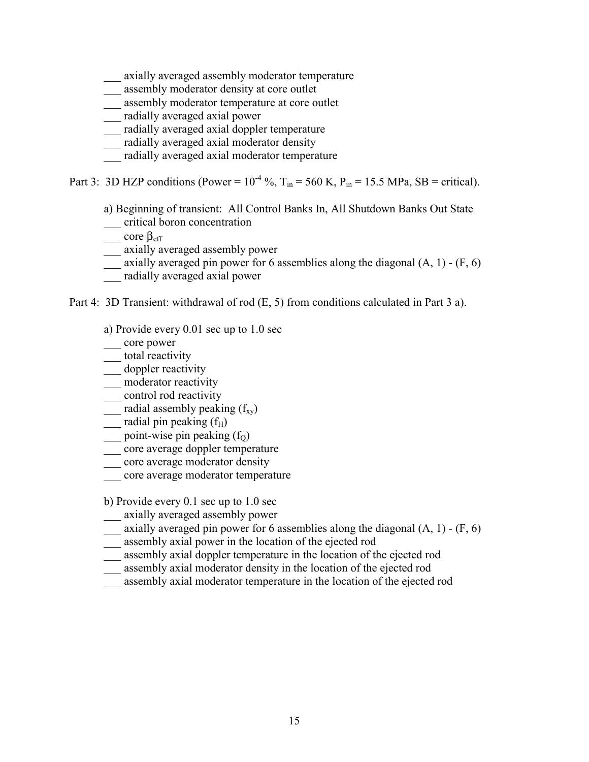___ axially averaged assembly moderator temperature
___ assembly moderator density at core outlet
___ assembly moderator temperature at core outlet
___ radially averaged axial power
___ radially averaged axial doppler temperature
___ radially averaged axial moderator density
___ radially averaged axial moderator temperature

Part 3: 3D HZP conditions (Power = $10^{-4}$ %, $T_{in}$ = 560 K, $P_{in}$ = 15.5 MPa, SB = critical).

a) Beginning of transient: All Control Banks In, All Shutdown Banks Out State
___ critical boron concentration
___ core $\beta_{eff}$
___ axially averaged assembly power
___ axially averaged pin power for 6 assemblies along the diagonal (A, 1) - (F, 6)
___ radially averaged axial power

Part 4: 3D Transient: withdrawal of rod (E, 5) from conditions calculated in Part 3 a).

a) Provide every 0.01 sec up to 1.0 sec
___ core power
___ total reactivity
___ doppler reactivity
___ moderator reactivity
___ control rod reactivity
___ radial assembly peaking ($f_{xy}$)
___ radial pin peaking ($f_H$)
___ point-wise pin peaking ($f_Q$)
___ core average doppler temperature
___ core average moderator density
___ core average moderator temperature

b) Provide every 0.1 sec up to 1.0 sec
___ axially averaged assembly power
___ axially averaged pin power for 6 assemblies along the diagonal (A, 1) - (F, 6)
___ assembly axial power in the location of the ejected rod
___ assembly axial doppler temperature in the location of the ejected rod
___ assembly axial moderator density in the location of the ejected rod
___ assembly axial moderator temperature in the location of the ejected rod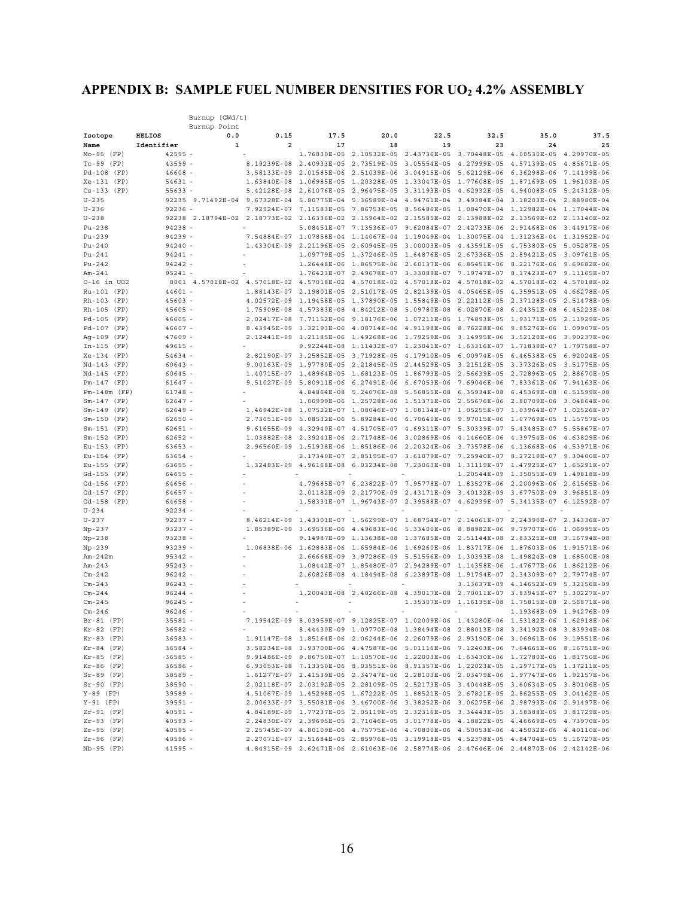## APPENDIX B: SAMPLE FUEL NUMBER DENSITIES FOR $UO_2$ 4.2% ASSEMBLY

| | | Burnup [GWd/t] | | | | | | | |
|---|---|---|---|---|---|---|---|---|---|
| | | Burnup Point | | | | | | | |
| **Isotope** | **HELIOS** | **0.0** | **0.15** | **17.5** | **20.0** | **22.5** | **32.5** | **35.0** | **37.5** |
| **Name** | **Identifier** | **1** | **2** | **17** | **18** | **19** | **23** | **24** | **25** |
| Mo-95 (FP) | 42595 | - | - | 1.76830E-05 | 2.10532E-05 | 2.43736E-05 | 3.70448E-05 | 4.00530E-05 | 4.29970E-05 |
| Tc-99 (FP) | 43599 | - | 8.19239E-08 | 2.40933E-05 | 2.73519E-05 | 3.05554E-05 | 4.27999E-05 | 4.57139E-05 | 4.85671E-05 |
| Pd-108 (FP) | 46608 | - | 3.58133E-09 | 2.01585E-06 | 2.51039E-06 | 3.04915E-06 | 5.62129E-06 | 6.36298E-06 | 7.14199E-06 |
| Xe-131 (FP) | 54631 | - | 1.63840E-08 | 1.06985E-05 | 1.20328E-05 | 1.33047E-05 | 1.77608E-05 | 1.87169E-05 | 1.96103E-05 |
| Cs-133 (FP) | 55633 | - | 5.42128E-08 | 2.61076E-05 | 2.96475E-05 | 3.31193E-05 | 4.62932E-05 | 4.94008E-05 | 5.24312E-05 |
| U-235 | 92235 | 9.71492E-04 | 9.67328E-04 | 5.80775E-04 | 5.36589E-04 | 4.94761E-04 | 3.49384E-04 | 3.18203E-04 | 2.88980E-04 |
| U-236 | 92236 | - | 7.92924E-07 | 7.11583E-05 | 7.86753E-05 | 8.56486E-05 | 1.08470E-04 | 1.12982E-04 | 1.17044E-04 |
| U-238 | 92238 | 2.18794E-02 | 2.18773E-02 | 2.16336E-02 | 2.15964E-02 | 2.15585E-02 | 2.13988E-02 | 2.13569E-02 | 2.13140E-02 |
| Pu-238 | 94238 | - | - | 5.08451E-07 | 7.13536E-07 | 9.62084E-07 | 2.42733E-06 | 2.91468E-06 | 3.44917E-06 |
| Pu-239 | 94239 | - | 7.54884E-07 | 1.07858E-04 | 1.14067E-04 | 1.19049E-04 | 1.30075E-04 | 1.31236E-04 | 1.31952E-04 |
| Pu-240 | 94240 | - | 1.43304E-09 | 2.21196E-05 | 2.60945E-05 | 3.00003E-05 | 4.43591E-05 | 4.75380E-05 | 5.05287E-05 |
| Pu-241 | 94241 | - | - | 1.09779E-05 | 1.37246E-05 | 1.64876E-05 | 2.67336E-05 | 2.89421E-05 | 3.09761E-05 |
| Pu-242 | 94242 | - | - | 1.26448E-06 | 1.86575E-06 | 2.60137E-06 | 6.85451E-06 | 8.22176E-06 | 9.69682E-06 |
| Am-241 | 95241 | - | - | 1.76423E-07 | 2.49678E-07 | 3.33089E-07 | 7.19747E-07 | 8.17423E-07 | 9.11165E-07 |
| O-16 in UO2 | 8001 | 4.57018E-02 | 4.57018E-02 | 4.57018E-02 | 4.57018E-02 | 4.57018E-02 | 4.57018E-02 | 4.57018E-02 | 4.57018E-02 |
| Ru-101 (FP) | 44601 | - | 1.88143E-07 | 2.19801E-05 | 2.51017E-05 | 2.82139E-05 | 4.05465E-05 | 4.35951E-05 | 4.66278E-05 |
| Rh-103 (FP) | 45603 | - | 4.02572E-09 | 1.19458E-05 | 1.37890E-05 | 1.55849E-05 | 2.22112E-05 | 2.37128E-05 | 2.51478E-05 |
| Rh-105 (FP) | 45605 | - | 1.75909E-08 | 4.57383E-08 | 4.84212E-08 | 5.09780E-08 | 6.02870E-08 | 6.24351E-08 | 6.45223E-08 |
| Pd-105 (FP) | 46605 | - | 2.02417E-08 | 7.71152E-06 | 9.18176E-06 | 1.07211E-05 | 1.74893E-05 | 1.93171E-05 | 2.11929E-05 |
| Pd-107 (FP) | 46607 | - | 8.43945E-09 | 3.32193E-06 | 4.08714E-06 | 4.91198E-06 | 8.76228E-06 | 9.85276E-06 | 1.09907E-05 |
| Ag-109 (FP) | 47609 | - | 2.12441E-09 | 1.21185E-06 | 1.49268E-06 | 1.79259E-06 | 3.14995E-06 | 3.52120E-06 | 3.90237E-06 |
| In-115 (FP) | 49615 | - | - | 9.92244E-08 | 1.11432E-07 | 1.23041E-07 | 1.63316E-07 | 1.71839E-07 | 1.79758E-07 |
| Xe-134 (FP) | 54634 | - | 2.82190E-07 | 3.25852E-05 | 3.71928E-05 | 4.17910E-05 | 6.00974E-05 | 6.46538E-05 | 6.92024E-05 |
| Nd-143 (FP) | 60643 | - | 9.00163E-09 | 1.97780E-05 | 2.21845E-05 | 2.44529E-05 | 3.21512E-05 | 3.37326E-05 | 3.51775E-05 |
| Nd-145 (FP) | 60645 | - | 1.40715E-07 | 1.48964E-05 | 1.68123E-05 | 1.86793E-05 | 2.56639E-05 | 2.72896E-05 | 2.88670E-05 |
| Pm-147 (FP) | 61647 | - | 9.51027E-09 | 5.80911E-06 | 6.27491E-06 | 6.67053E-06 | 7.69046E-06 | 7.83361E-06 | 7.94163E-06 |
| Pm-148m (FP) | 61748 | - | - | 4.84864E-08 | 5.24076E-08 | 5.56855E-08 | 6.35934E-08 | 6.45369E-08 | 6.51599E-08 |
| Sm-147 (FP) | 62647 | - | - | 1.00999E-06 | 1.25728E-06 | 1.51371E-06 | 2.55676E-06 | 2.80709E-06 | 3.04864E-06 |
| Sm-149 (FP) | 62649 | - | 1.46942E-08 | 1.07522E-07 | 1.08046E-07 | 1.08134E-07 | 1.05255E-07 | 1.03964E-07 | 1.02526E-07 |
| Sm-150 (FP) | 62650 | - | 2.73051E-09 | 5.08532E-06 | 5.89284E-06 | 6.70640E-06 | 9.97015E-06 | 1.07769E-05 | 1.15757E-05 |
| Sm-151 (FP) | 62651 | - | 9.61655E-09 | 4.32940E-07 | 4.51705E-07 | 4.69311E-07 | 5.30339E-07 | 5.43485E-07 | 5.55867E-07 |
| Sm-152 (FP) | 62652 | - | 1.03882E-08 | 2.39241E-06 | 2.71748E-06 | 3.02869E-06 | 4.14660E-06 | 4.39754E-06 | 4.63829E-06 |
| Eu-153 (FP) | 63653 | - | 2.96560E-09 | 1.51938E-06 | 1.85186E-06 | 2.20324E-06 | 3.73578E-06 | 4.13668E-06 | 4.53971E-06 |
| Eu-154 (FP) | 63654 | - | - | 2.17340E-07 | 2.85195E-07 | 3.61079E-07 | 7.25940E-07 | 8.27219E-07 | 9.30400E-07 |
| Eu-155 (FP) | 63655 | - | 1.32483E-09 | 4.96168E-08 | 6.03234E-08 | 7.23063E-08 | 1.31119E-07 | 1.47925E-07 | 1.65291E-07 |
| Gd-155 (FP) | 64655 | - | - | - | - | - | 1.20544E-09 | 1.35055E-09 | 1.49818E-09 |
| Gd-156 (FP) | 64656 | - | - | 4.79685E-07 | 6.23822E-07 | 7.95778E-07 | 1.83527E-06 | 2.20096E-06 | 2.61565E-06 |
| Gd-157 (FP) | 64657 | - | - | 2.01182E-09 | 2.21770E-09 | 2.43171E-09 | 3.40132E-09 | 3.67750E-09 | 3.96851E-09 |
| Gd-158 (FP) | 64658 | - | - | 1.58331E-07 | 1.96743E-07 | 2.39588E-07 | 4.62939E-07 | 5.34135E-07 | 6.12592E-07 |
| U-234 | 92234 | - | - | - | - | - | - | - | - |
| U-237 | 92237 | - | 8.46214E-09 | 1.43301E-07 | 1.56299E-07 | 1.68754E-07 | 2.14061E-07 | 2.24390E-07 | 2.34336E-07 |
| Np-237 | 93237 | - | 1.85389E-09 | 3.69536E-06 | 4.49683E-06 | 5.33400E-06 | 8.88982E-06 | 9.79707E-06 | 1.06995E-05 |
| Np-238 | 93238 | - | - | 9.14987E-09 | 1.13638E-08 | 1.37685E-08 | 2.51144E-08 | 2.83325E-08 | 3.16794E-08 |
| Np-239 | 93239 | - | 1.06838E-06 | 1.62883E-06 | 1.65984E-06 | 1.69260E-06 | 1.83717E-06 | 1.87603E-06 | 1.91571E-06 |
| Am-242m | 95342 | - | - | 2.66668E-09 | 3.97286E-09 | 5.51556E-09 | 1.30393E-08 | 1.49824E-08 | 1.68500E-08 |
| Am-243 | 95243 | - | - | 1.08442E-07 | 1.85480E-07 | 2.94289E-07 | 1.14358E-06 | 1.47677E-06 | 1.86212E-06 |
| Cm-242 | 96242 | - | - | 2.60826E-08 | 4.18494E-08 | 6.23897E-08 | 1.91794E-07 | 2.34309E-07 | 2.79774E-07 |
| Cm-243 | 96243 | - | - | - | - | - | 3.13637E-09 | 4.14652E-09 | 5.32356E-09 |
| Cm-244 | 96244 | - | - | 1.20043E-08 | 2.40266E-08 | 4.39017E-08 | 2.70011E-07 | 3.83945E-07 | 5.30227E-07 |
| Cm-245 | 96245 | - | - | - | - | 1.35307E-09 | 1.16135E-08 | 1.75815E-08 | 2.56871E-08 |
| Cm-246 | 96246 | - | - | - | - | - | - | 1.19368E-09 | 1.94276E-09 |
| Br-81 (FP) | 35581 | - | 7.19542E-09 | 8.03959E-07 | 9.12825E-07 | 1.02009E-06 | 1.43280E-06 | 1.53182E-06 | 1.62918E-06 |
| Kr-82 (FP) | 36582 | - | - | 8.44430E-09 | 1.09770E-08 | 1.38494E-08 | 2.88013E-08 | 3.34192E-08 | 3.83934E-08 |
| Kr-83 (FP) | 36583 | - | 1.91147E-08 | 1.85164E-06 | 2.06244E-06 | 2.26079E-06 | 2.93190E-06 | 3.06961E-06 | 3.19551E-06 |
| Kr-84 (FP) | 36584 | - | 3.58234E-08 | 3.93700E-06 | 4.47587E-06 | 5.01116E-06 | 7.12403E-06 | 7.64665E-06 | 8.16751E-06 |
| Kr-85 (FP) | 36585 | - | 9.91486E-09 | 9.86750E-07 | 1.10570E-06 | 1.22003E-06 | 1.63430E-06 | 1.72780E-06 | 1.81750E-06 |
| Kr-86 (FP) | 36586 | - | 6.93053E-08 | 7.13350E-06 | 8.03551E-06 | 8.91357E-06 | 1.22023E-05 | 1.29717E-05 | 1.37211E-05 |
| Sr-89 (FP) | 38589 | - | 1.61277E-07 | 2.41539E-06 | 2.34747E-06 | 2.28103E-06 | 2.03479E-06 | 1.97747E-06 | 1.92157E-06 |
| Sr-90 (FP) | 38590 | - | 2.02118E-07 | 2.03192E-05 | 2.28109E-05 | 2.52173E-05 | 3.40448E-05 | 3.60634E-05 | 3.80106E-05 |
| Y-89 (FP) | 39589 | - | 4.51067E-09 | 1.45298E-05 | 1.67222E-05 | 1.88521E-05 | 2.67821E-05 | 2.86255E-05 | 3.04162E-05 |
| Y-91 (FP) | 39591 | - | 2.00633E-07 | 3.55081E-06 | 3.46700E-06 | 3.38252E-06 | 3.06275E-06 | 2.98793E-06 | 2.91497E-06 |
| Zr-91 (FP) | 40591 | - | 4.84189E-09 | 1.77237E-05 | 2.05119E-05 | 2.32316E-05 | 3.34443E-05 | 3.58388E-05 | 3.81729E-05 |
| Zr-93 (FP) | 40593 | - | 2.24830E-07 | 2.39695E-05 | 2.71046E-05 | 3.01778E-05 | 4.18822E-05 | 4.46669E-05 | 4.73970E-05 |
| Zr-95 (FP) | 40595 | - | 2.25745E-07 | 4.80109E-06 | 4.75775E-06 | 4.70800E-06 | 4.50053E-06 | 4.45032E-06 | 4.40110E-06 |
| Zr-96 (FP) | 40596 | - | 2.27071E-07 | 2.51684E-05 | 2.85976E-05 | 3.19918E-05 | 4.52378E-05 | 4.84704E-05 | 5.16727E-05 |
| Nb-95 (FP) | 41595 | - | 4.84915E-09 | 2.62471E-06 | 2.61063E-06 | 2.58774E-06 | 2.47646E-06 | 2.44870E-06 | 2.42142E-06 |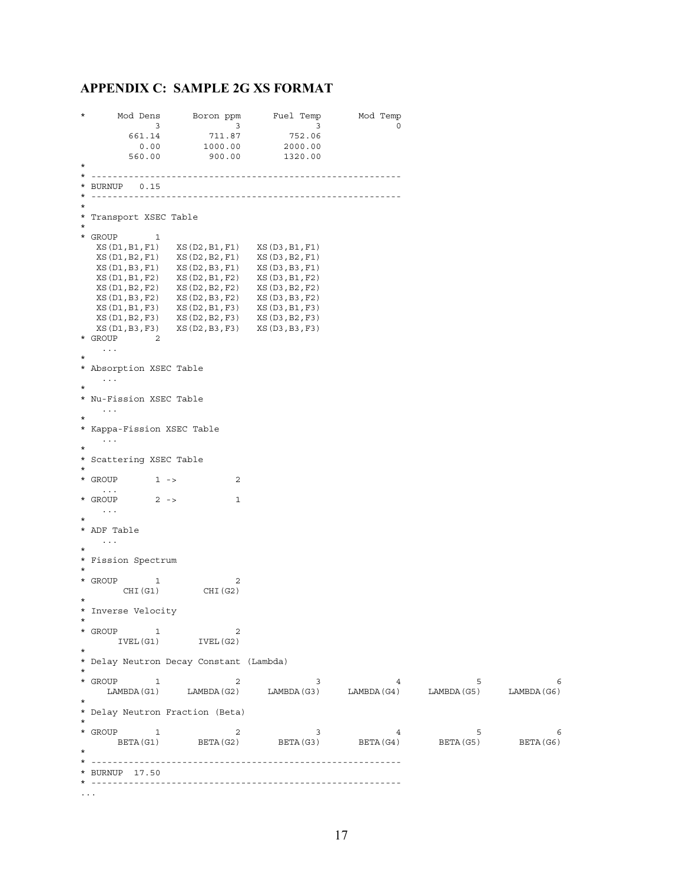## APPENDIX C: SAMPLE 2G XS FORMAT

```
*      Mod Dens      Boron ppm      Fuel Temp      Mod Temp
           3              3              3              0
      661.14         711.87         752.06
        0.00        1000.00        2000.00
      560.00         900.00        1320.00
*
* ---------------------------------------------------------
* BURNUP   0.15
* ---------------------------------------------------------
*
* Transport XSEC Table
*
* GROUP      1
   XS(D1,B1,F1)   XS(D2,B1,F1)   XS(D3,B1,F1)
   XS(D1,B2,F1)   XS(D2,B2,F1)   XS(D3,B2,F1)
   XS(D1,B3,F1)   XS(D2,B3,F1)   XS(D3,B3,F1)
   XS(D1,B1,F2)   XS(D2,B1,F2)   XS(D3,B1,F2)
   XS(D1,B2,F2)   XS(D2,B2,F2)   XS(D3,B2,F2)
   XS(D1,B3,F2)   XS(D2,B3,F2)   XS(D3,B3,F2)
   XS(D1,B1,F3)   XS(D2,B1,F3)   XS(D3,B1,F3)
   XS(D1,B2,F3)   XS(D2,B2,F3)   XS(D3,B2,F3)
   XS(D1,B3,F3)   XS(D2,B3,F3)   XS(D3,B3,F3)
* GROUP      2
    ...
*
* Absorption XSEC Table
    ...
*
* Nu-Fission XSEC Table
    ...
*
* Kappa-Fission XSEC Table
    ...
*
* Scattering XSEC Table
*
* GROUP      1 ->          2
    ...
* GROUP      2 ->          1
    ...
*
* ADF Table
    ...
*
* Fission Spectrum
*
* GROUP      1             2
       CHI(G1)       CHI(G2)
*
* Inverse Velocity
*
* GROUP      1             2
      IVEL(G1)      IVEL(G2)
*
* Delay Neutron Decay Constant (Lambda)
*
* GROUP      1             2              3              4              5              6
     LAMBDA(G1)    LAMBDA(G2)     LAMBDA(G3)     LAMBDA(G4)     LAMBDA(G5)     LAMBDA(G6)
*
* Delay Neutron Fraction (Beta)
*
* GROUP      1             2              3              4              5              6
      BETA(G1)      BETA(G2)       BETA(G3)       BETA(G4)       BETA(G5)       BETA(G6)
*
* ---------------------------------------------------------
* BURNUP  17.50
* ---------------------------------------------------------
...
```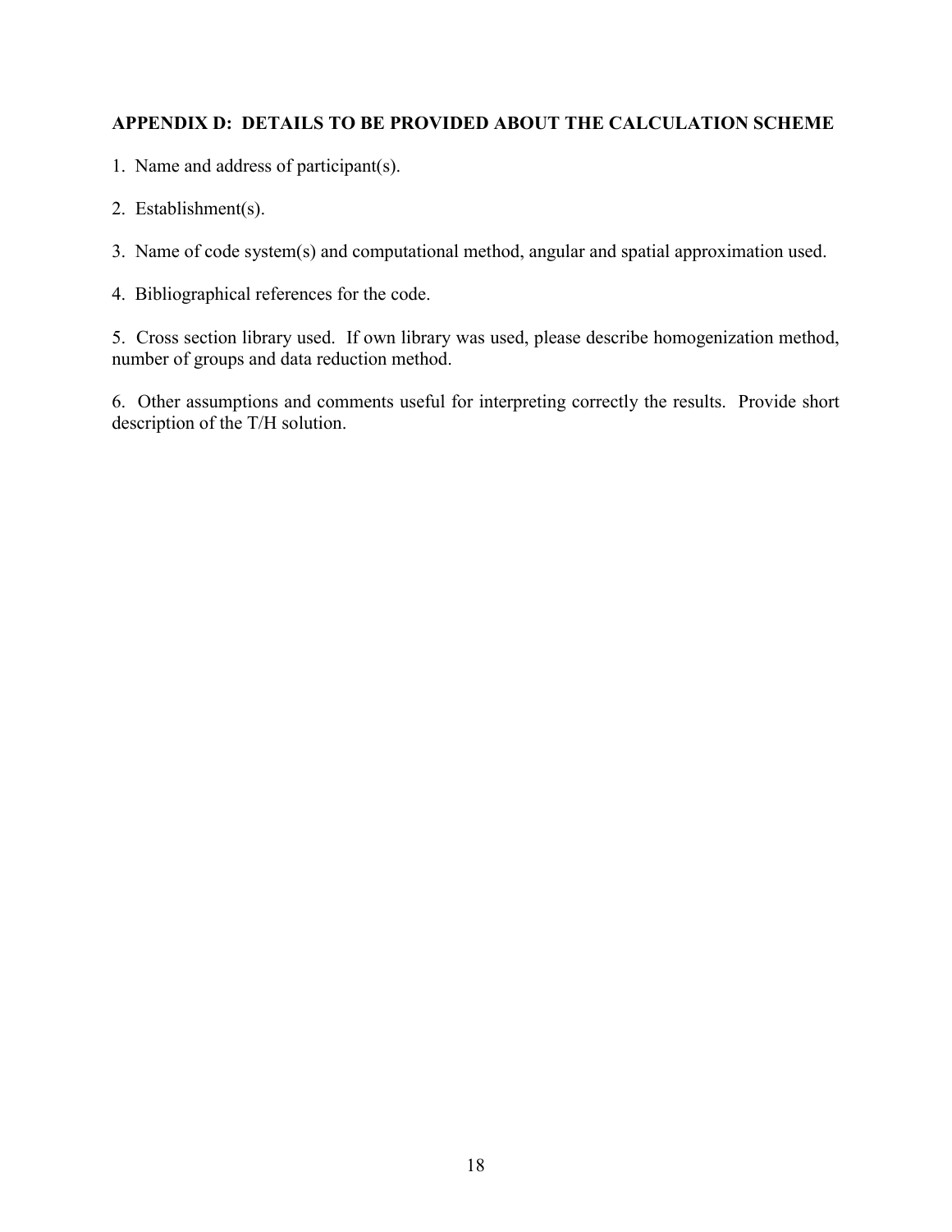## APPENDIX D: DETAILS TO BE PROVIDED ABOUT THE CALCULATION SCHEME

1. Name and address of participant(s).

2. Establishment(s).

3. Name of code system(s) and computational method, angular and spatial approximation used.

4. Bibliographical references for the code.

5. Cross section library used. If own library was used, please describe homogenization method, number of groups and data reduction method.

6. Other assumptions and comments useful for interpreting correctly the results. Provide short description of the T/H solution.